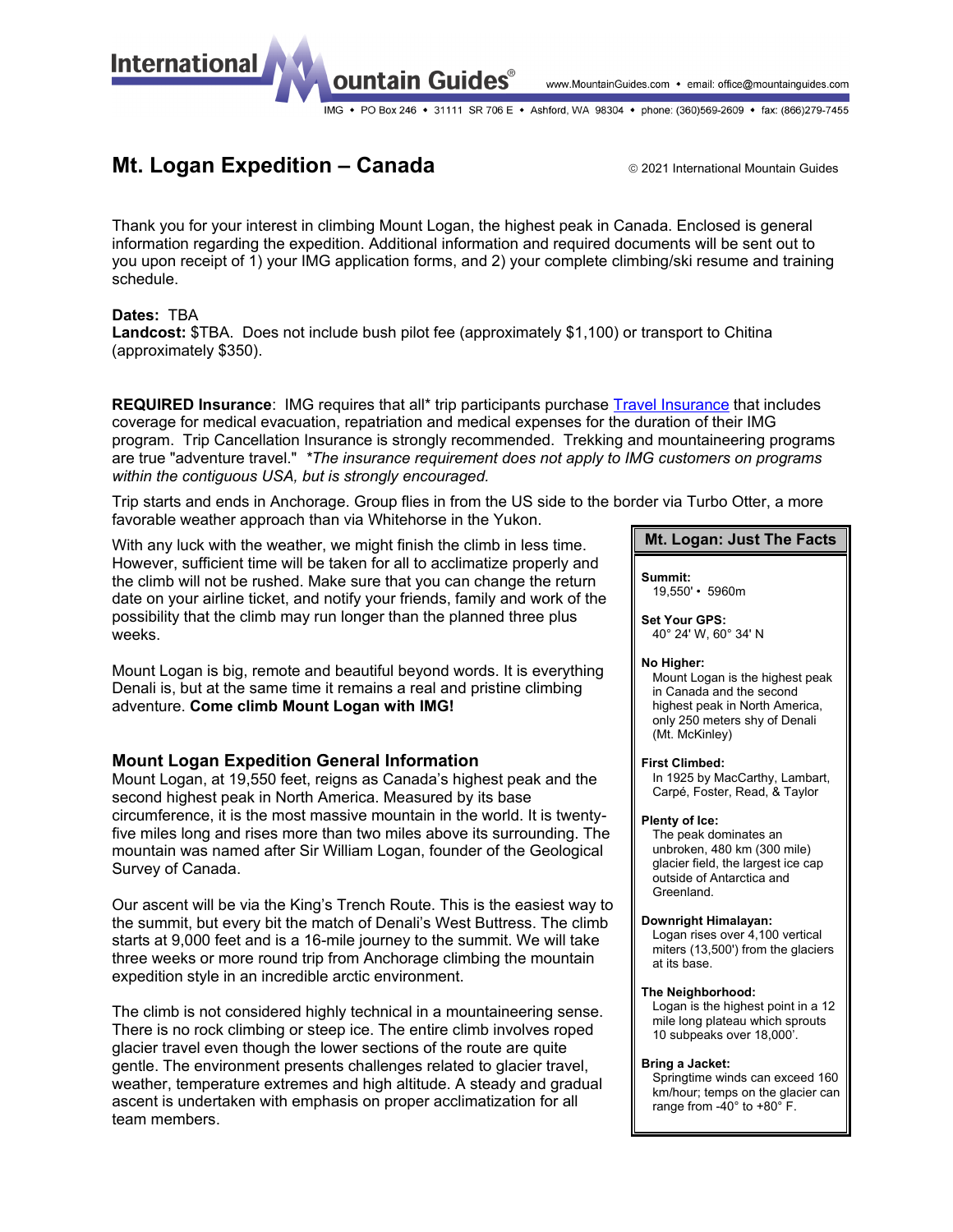International Mountain Guides®

www.MountainGuides.com • email: office@mountainguides.com

IMG • PO Box 246 • 31111 SR 706 E • Ashford, WA 98304 • phone: (360)569-2609 • fax: (866)279-7455

# Mt. Logan Expedition – Canada

© 2021 International Mountain Guides

Thank you for your interest in climbing Mount Logan, the highest peak in Canada. Enclosed is general information regarding the expedition. Additional information and required documents will be sent out to you upon receipt of 1) your IMG application forms, and 2) your complete climbing/ski resume and training schedule.

**Dates:** TBA
**Landcost:** $TBA. Does not include bush pilot fee (approximately $1,100) or transport to Chitina (approximately $350).

**REQUIRED Insurance**: IMG requires that all* trip participants purchase Travel Insurance that includes coverage for medical evacuation, repatriation and medical expenses for the duration of their IMG program. Trip Cancellation Insurance is strongly recommended. Trekking and mountaineering programs are true "adventure travel." *\*The insurance requirement does not apply to IMG customers on programs within the contiguous USA, but is strongly encouraged.*

Trip starts and ends in Anchorage. Group flies in from the US side to the border via Turbo Otter, a more favorable weather approach than via Whitehorse in the Yukon.

With any luck with the weather, we might finish the climb in less time. However, sufficient time will be taken for all to acclimatize properly and the climb will not be rushed. Make sure that you can change the return date on your airline ticket, and notify your friends, family and work of the possibility that the climb may run longer than the planned three plus weeks.

Mount Logan is big, remote and beautiful beyond words. It is everything Denali is, but at the same time it remains a real and pristine climbing adventure. **Come climb Mount Logan with IMG!**

## Mount Logan Expedition General Information

Mount Logan, at 19,550 feet, reigns as Canada's highest peak and the second highest peak in North America. Measured by its base circumference, it is the most massive mountain in the world. It is twenty-five miles long and rises more than two miles above its surrounding. The mountain was named after Sir William Logan, founder of the Geological Survey of Canada.

Our ascent will be via the King's Trench Route. This is the easiest way to the summit, but every bit the match of Denali's West Buttress. The climb starts at 9,000 feet and is a 16-mile journey to the summit. We will take three weeks or more round trip from Anchorage climbing the mountain expedition style in an incredible arctic environment.

The climb is not considered highly technical in a mountaineering sense. There is no rock climbing or steep ice. The entire climb involves roped glacier travel even though the lower sections of the route are quite gentle. The environment presents challenges related to glacier travel, weather, temperature extremes and high altitude. A steady and gradual ascent is undertaken with emphasis on proper acclimatization for all team members.

### Mt. Logan: Just The Facts

**Summit:**
19,550' • 5960m

**Set Your GPS:**
40° 24' W, 60° 34' N

**No Higher:**
Mount Logan is the highest peak in Canada and the second highest peak in North America, only 250 meters shy of Denali (Mt. McKinley)

**First Climbed:**
In 1925 by MacCarthy, Lambart, Carpé, Foster, Read, & Taylor

**Plenty of Ice:**
The peak dominates an unbroken, 480 km (300 mile) glacier field, the largest ice cap outside of Antarctica and Greenland.

**Downright Himalayan:**
Logan rises over 4,100 vertical miters (13,500') from the glaciers at its base.

**The Neighborhood:**
Logan is the highest point in a 12 mile long plateau which sprouts 10 subpeaks over 18,000'.

**Bring a Jacket:**
Springtime winds can exceed 160 km/hour; temps on the glacier can range from -40° to +80° F.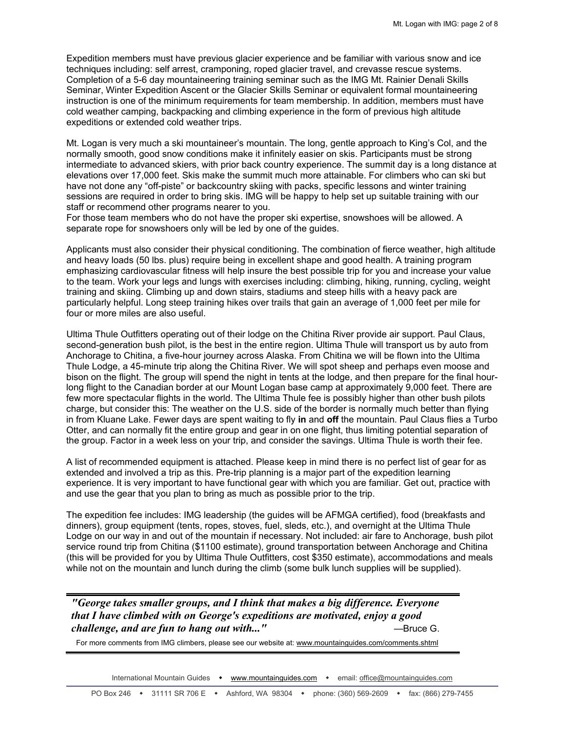Expedition members must have previous glacier experience and be familiar with various snow and ice techniques including: self arrest, cramponing, roped glacier travel, and crevasse rescue systems. Completion of a 5-6 day mountaineering training seminar such as the IMG Mt. Rainier Denali Skills Seminar, Winter Expedition Ascent or the Glacier Skills Seminar or equivalent formal mountaineering instruction is one of the minimum requirements for team membership. In addition, members must have cold weather camping, backpacking and climbing experience in the form of previous high altitude expeditions or extended cold weather trips.

Mt. Logan is very much a ski mountaineer's mountain. The long, gentle approach to King's Col, and the normally smooth, good snow conditions make it infinitely easier on skis. Participants must be strong intermediate to advanced skiers, with prior back country experience. The summit day is a long distance at elevations over 17,000 feet. Skis make the summit much more attainable. For climbers who can ski but have not done any "off-piste" or backcountry skiing with packs, specific lessons and winter training sessions are required in order to bring skis. IMG will be happy to help set up suitable training with our staff or recommend other programs nearer to you.
For those team members who do not have the proper ski expertise, snowshoes will be allowed. A separate rope for snowshoers only will be led by one of the guides.

Applicants must also consider their physical conditioning. The combination of fierce weather, high altitude and heavy loads (50 lbs. plus) require being in excellent shape and good health. A training program emphasizing cardiovascular fitness will help insure the best possible trip for you and increase your value to the team. Work your legs and lungs with exercises including: climbing, hiking, running, cycling, weight training and skiing. Climbing up and down stairs, stadiums and steep hills with a heavy pack are particularly helpful. Long steep training hikes over trails that gain an average of 1,000 feet per mile for four or more miles are also useful.

Ultima Thule Outfitters operating out of their lodge on the Chitina River provide air support. Paul Claus, second-generation bush pilot, is the best in the entire region. Ultima Thule will transport us by auto from Anchorage to Chitina, a five-hour journey across Alaska. From Chitina we will be flown into the Ultima Thule Lodge, a 45-minute trip along the Chitina River. We will spot sheep and perhaps even moose and bison on the flight. The group will spend the night in tents at the lodge, and then prepare for the final hour-long flight to the Canadian border at our Mount Logan base camp at approximately 9,000 feet. There are few more spectacular flights in the world. The Ultima Thule fee is possibly higher than other bush pilots charge, but consider this: The weather on the U.S. side of the border is normally much better than flying in from Kluane Lake. Fewer days are spent waiting to fly **in** and **off** the mountain. Paul Claus flies a Turbo Otter, and can normally fit the entire group and gear in on one flight, thus limiting potential separation of the group. Factor in a week less on your trip, and consider the savings. Ultima Thule is worth their fee.

A list of recommended equipment is attached. Please keep in mind there is no perfect list of gear for as extended and involved a trip as this. Pre-trip planning is a major part of the expedition learning experience. It is very important to have functional gear with which you are familiar. Get out, practice with and use the gear that you plan to bring as much as possible prior to the trip.

The expedition fee includes: IMG leadership (the guides will be AFMGA certified), food (breakfasts and dinners), group equipment (tents, ropes, stoves, fuel, sleds, etc.), and overnight at the Ultima Thule Lodge on our way in and out of the mountain if necessary. Not included: air fare to Anchorage, bush pilot service round trip from Chitina ($1100 estimate), ground transportation between Anchorage and Chitina (this will be provided for you by Ultima Thule Outfitters, cost $350 estimate), accommodations and meals while not on the mountain and lunch during the climb (some bulk lunch supplies will be supplied).

---

***"George takes smaller groups, and I think that makes a big difference. Everyone that I have climbed with on George's expeditions are motivated, enjoy a good challenge, and are fun to hang out with..."*** —Bruce G.

For more comments from IMG climbers, please see our website at: www.mountainguides.com/comments.shtml

---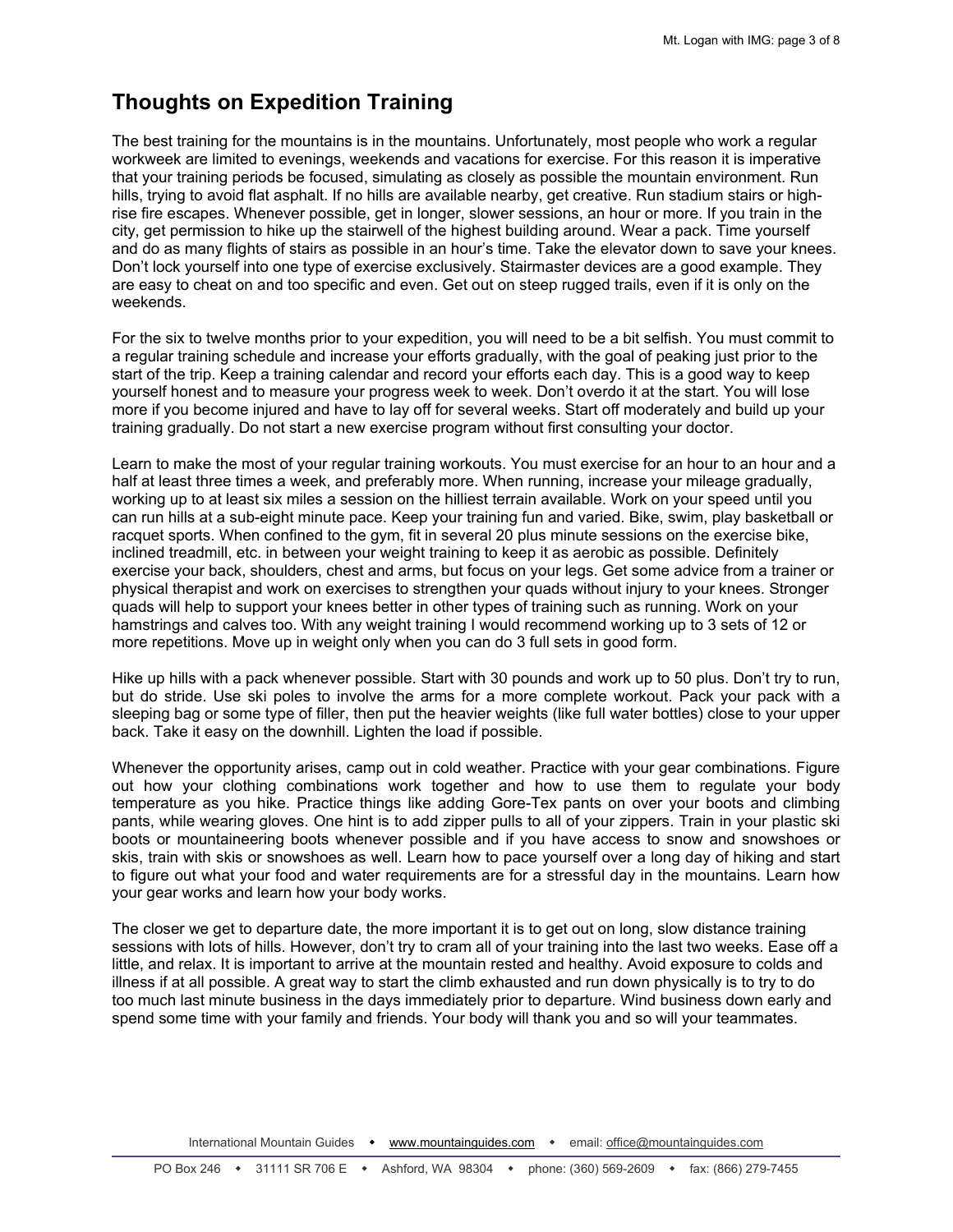## Thoughts on Expedition Training

The best training for the mountains is in the mountains. Unfortunately, most people who work a regular workweek are limited to evenings, weekends and vacations for exercise. For this reason it is imperative that your training periods be focused, simulating as closely as possible the mountain environment. Run hills, trying to avoid flat asphalt. If no hills are available nearby, get creative. Run stadium stairs or high-rise fire escapes. Whenever possible, get in longer, slower sessions, an hour or more. If you train in the city, get permission to hike up the stairwell of the highest building around. Wear a pack. Time yourself and do as many flights of stairs as possible in an hour's time. Take the elevator down to save your knees. Don't lock yourself into one type of exercise exclusively. Stairmaster devices are a good example. They are easy to cheat on and too specific and even. Get out on steep rugged trails, even if it is only on the weekends.

For the six to twelve months prior to your expedition, you will need to be a bit selfish. You must commit to a regular training schedule and increase your efforts gradually, with the goal of peaking just prior to the start of the trip. Keep a training calendar and record your efforts each day. This is a good way to keep yourself honest and to measure your progress week to week. Don't overdo it at the start. You will lose more if you become injured and have to lay off for several weeks. Start off moderately and build up your training gradually. Do not start a new exercise program without first consulting your doctor.

Learn to make the most of your regular training workouts. You must exercise for an hour to an hour and a half at least three times a week, and preferably more. When running, increase your mileage gradually, working up to at least six miles a session on the hilliest terrain available. Work on your speed until you can run hills at a sub-eight minute pace. Keep your training fun and varied. Bike, swim, play basketball or racquet sports. When confined to the gym, fit in several 20 plus minute sessions on the exercise bike, inclined treadmill, etc. in between your weight training to keep it as aerobic as possible. Definitely exercise your back, shoulders, chest and arms, but focus on your legs. Get some advice from a trainer or physical therapist and work on exercises to strengthen your quads without injury to your knees. Stronger quads will help to support your knees better in other types of training such as running. Work on your hamstrings and calves too. With any weight training I would recommend working up to 3 sets of 12 or more repetitions. Move up in weight only when you can do 3 full sets in good form.

Hike up hills with a pack whenever possible. Start with 30 pounds and work up to 50 plus. Don't try to run, but do stride. Use ski poles to involve the arms for a more complete workout. Pack your pack with a sleeping bag or some type of filler, then put the heavier weights (like full water bottles) close to your upper back. Take it easy on the downhill. Lighten the load if possible.

Whenever the opportunity arises, camp out in cold weather. Practice with your gear combinations. Figure out how your clothing combinations work together and how to use them to regulate your body temperature as you hike. Practice things like adding Gore-Tex pants on over your boots and climbing pants, while wearing gloves. One hint is to add zipper pulls to all of your zippers. Train in your plastic ski boots or mountaineering boots whenever possible and if you have access to snow and snowshoes or skis, train with skis or snowshoes as well. Learn how to pace yourself over a long day of hiking and start to figure out what your food and water requirements are for a stressful day in the mountains. Learn how your gear works and learn how your body works.

The closer we get to departure date, the more important it is to get out on long, slow distance training sessions with lots of hills. However, don't try to cram all of your training into the last two weeks. Ease off a little, and relax. It is important to arrive at the mountain rested and healthy. Avoid exposure to colds and illness if at all possible. A great way to start the climb exhausted and run down physically is to try to do too much last minute business in the days immediately prior to departure. Wind business down early and spend some time with your family and friends. Your body will thank you and so will your teammates.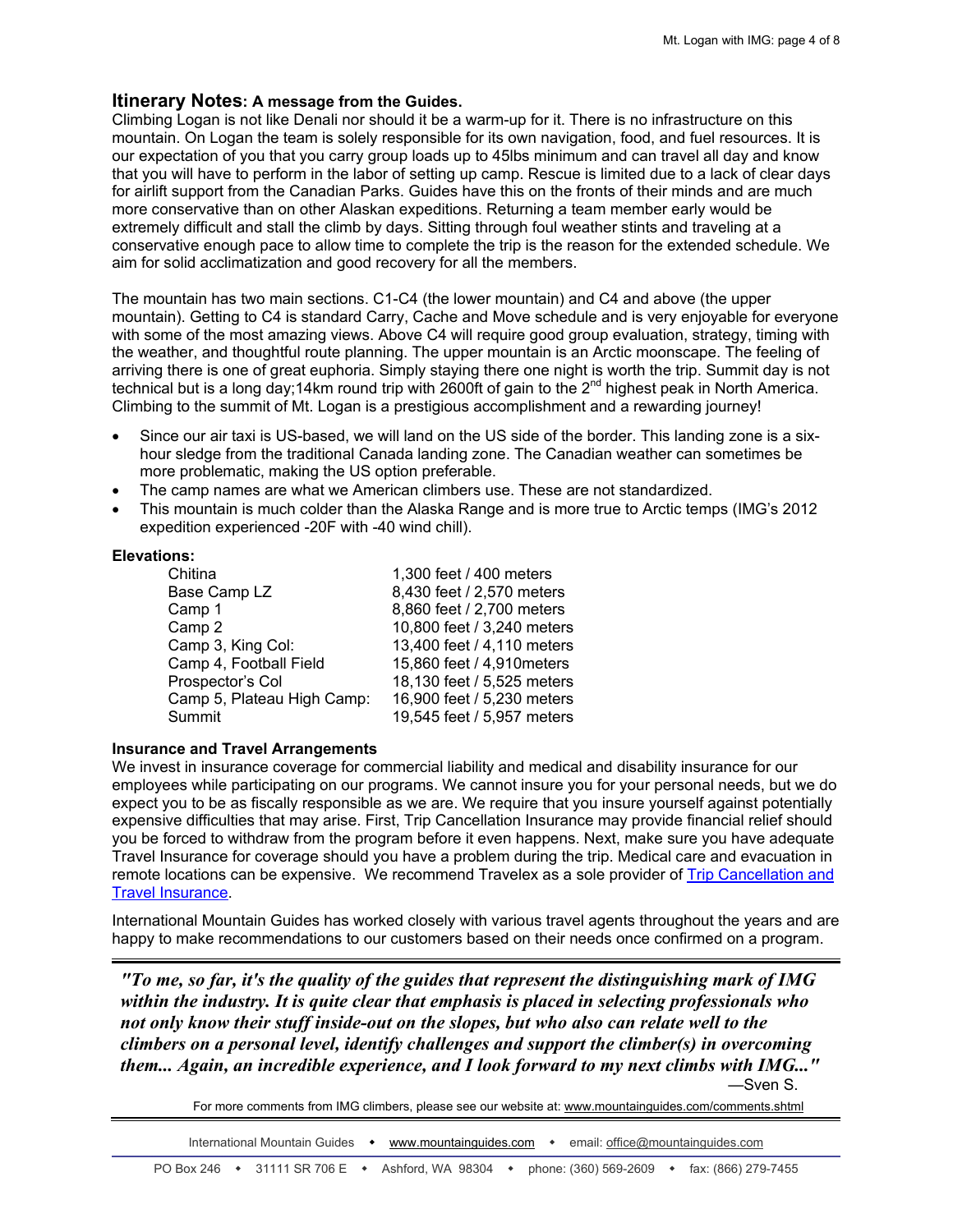## Itinerary Notes: A message from the Guides.

Climbing Logan is not like Denali nor should it be a warm-up for it. There is no infrastructure on this mountain. On Logan the team is solely responsible for its own navigation, food, and fuel resources. It is our expectation of you that you carry group loads up to 45lbs minimum and can travel all day and know that you will have to perform in the labor of setting up camp. Rescue is limited due to a lack of clear days for airlift support from the Canadian Parks. Guides have this on the fronts of their minds and are much more conservative than on other Alaskan expeditions. Returning a team member early would be extremely difficult and stall the climb by days. Sitting through foul weather stints and traveling at a conservative enough pace to allow time to complete the trip is the reason for the extended schedule. We aim for solid acclimatization and good recovery for all the members.

The mountain has two main sections. C1-C4 (the lower mountain) and C4 and above (the upper mountain). Getting to C4 is standard Carry, Cache and Move schedule and is very enjoyable for everyone with some of the most amazing views. Above C4 will require good group evaluation, strategy, timing with the weather, and thoughtful route planning. The upper mountain is an Arctic moonscape. The feeling of arriving there is one of great euphoria. Simply staying there one night is worth the trip. Summit day is not technical but is a long day;14km round trip with 2600ft of gain to the 2nd highest peak in North America. Climbing to the summit of Mt. Logan is a prestigious accomplishment and a rewarding journey!

- Since our air taxi is US-based, we will land on the US side of the border. This landing zone is a six-hour sledge from the traditional Canada landing zone. The Canadian weather can sometimes be more problematic, making the US option preferable.
- The camp names are what we American climbers use. These are not standardized.
- This mountain is much colder than the Alaska Range and is more true to Arctic temps (IMG's 2012 expedition experienced -20F with -40 wind chill).

**Elevations:**

| | |
|---|---|
| Chitina | 1,300 feet / 400 meters |
| Base Camp LZ | 8,430 feet / 2,570 meters |
| Camp 1 | 8,860 feet / 2,700 meters |
| Camp 2 | 10,800 feet / 3,240 meters |
| Camp 3, King Col: | 13,400 feet / 4,110 meters |
| Camp 4, Football Field | 15,860 feet / 4,910meters |
| Prospector's Col | 18,130 feet / 5,525 meters |
| Camp 5, Plateau High Camp: | 16,900 feet / 5,230 meters |
| Summit | 19,545 feet / 5,957 meters |

**Insurance and Travel Arrangements**

We invest in insurance coverage for commercial liability and medical and disability insurance for our employees while participating on our programs. We cannot insure you for your personal needs, but we do expect you to be as fiscally responsible as we are. We require that you insure yourself against potentially expensive difficulties that may arise. First, Trip Cancellation Insurance may provide financial relief should you be forced to withdraw from the program before it even happens. Next, make sure you have adequate Travel Insurance for coverage should you have a problem during the trip. Medical care and evacuation in remote locations can be expensive. We recommend Travelex as a sole provider of Trip Cancellation and Travel Insurance.

International Mountain Guides has worked closely with various travel agents throughout the years and are happy to make recommendations to our customers based on their needs once confirmed on a program.

---

***"To me, so far, it's the quality of the guides that represent the distinguishing mark of IMG within the industry. It is quite clear that emphasis is placed in selecting professionals who not only know their stuff inside-out on the slopes, but who also can relate well to the climbers on a personal level, identify challenges and support the climber(s) in overcoming them... Again, an incredible experience, and I look forward to my next climbs with IMG..."***

—Sven S.

For more comments from IMG climbers, please see our website at: www.mountainguides.com/comments.shtml

---

International Mountain Guides ◆ www.mountainguides.com ◆ email: office@mountainguides.com

PO Box 246 ◆ 31111 SR 706 E ◆ Ashford, WA 98304 ◆ phone: (360) 569-2609 ◆ fax: (866) 279-7455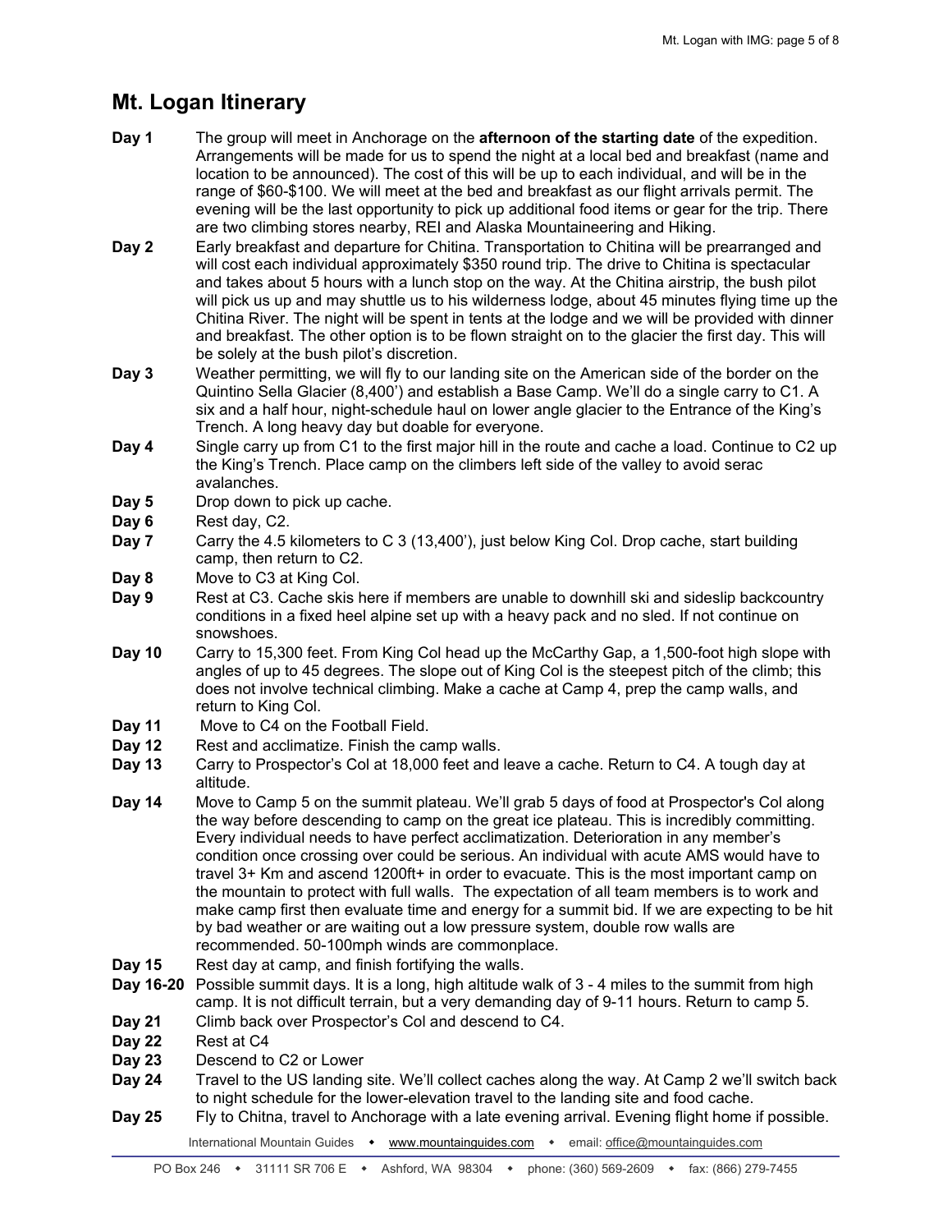## Mt. Logan Itinerary

**Day 1** The group will meet in Anchorage on the **afternoon of the starting date** of the expedition. Arrangements will be made for us to spend the night at a local bed and breakfast (name and location to be announced). The cost of this will be up to each individual, and will be in the range of $60-$100. We will meet at the bed and breakfast as our flight arrivals permit. The evening will be the last opportunity to pick up additional food items or gear for the trip. There are two climbing stores nearby, REI and Alaska Mountaineering and Hiking.

**Day 2** Early breakfast and departure for Chitina. Transportation to Chitina will be prearranged and will cost each individual approximately $350 round trip. The drive to Chitina is spectacular and takes about 5 hours with a lunch stop on the way. At the Chitina airstrip, the bush pilot will pick us up and may shuttle us to his wilderness lodge, about 45 minutes flying time up the Chitina River. The night will be spent in tents at the lodge and we will be provided with dinner and breakfast. The other option is to be flown straight on to the glacier the first day. This will be solely at the bush pilot's discretion.

**Day 3** Weather permitting, we will fly to our landing site on the American side of the border on the Quintino Sella Glacier (8,400') and establish a Base Camp. We'll do a single carry to C1. A six and a half hour, night-schedule haul on lower angle glacier to the Entrance of the King's Trench. A long heavy day but doable for everyone.

**Day 4** Single carry up from C1 to the first major hill in the route and cache a load. Continue to C2 up the King's Trench. Place camp on the climbers left side of the valley to avoid serac avalanches.

**Day 5** Drop down to pick up cache.

**Day 6** Rest day, C2.

**Day 7** Carry the 4.5 kilometers to C 3 (13,400'), just below King Col. Drop cache, start building camp, then return to C2.

**Day 8** Move to C3 at King Col.

**Day 9** Rest at C3. Cache skis here if members are unable to downhill ski and sideslip backcountry conditions in a fixed heel alpine set up with a heavy pack and no sled. If not continue on snowshoes.

**Day 10** Carry to 15,300 feet. From King Col head up the McCarthy Gap, a 1,500-foot high slope with angles of up to 45 degrees. The slope out of King Col is the steepest pitch of the climb; this does not involve technical climbing. Make a cache at Camp 4, prep the camp walls, and return to King Col.

**Day 11** Move to C4 on the Football Field.

**Day 12** Rest and acclimatize. Finish the camp walls.

**Day 13** Carry to Prospector's Col at 18,000 feet and leave a cache. Return to C4. A tough day at altitude.

**Day 14** Move to Camp 5 on the summit plateau. We'll grab 5 days of food at Prospector's Col along the way before descending to camp on the great ice plateau. This is incredibly committing. Every individual needs to have perfect acclimatization. Deterioration in any member's condition once crossing over could be serious. An individual with acute AMS would have to travel 3+ Km and ascend 1200ft+ in order to evacuate. This is the most important camp on the mountain to protect with full walls. The expectation of all team members is to work and make camp first then evaluate time and energy for a summit bid. If we are expecting to be hit by bad weather or are waiting out a low pressure system, double row walls are recommended. 50-100mph winds are commonplace.

**Day 15** Rest day at camp, and finish fortifying the walls.

**Day 16-20** Possible summit days. It is a long, high altitude walk of 3 - 4 miles to the summit from high camp. It is not difficult terrain, but a very demanding day of 9-11 hours. Return to camp 5.

**Day 21** Climb back over Prospector's Col and descend to C4.

**Day 22** Rest at C4

**Day 23** Descend to C2 or Lower

**Day 24** Travel to the US landing site. We'll collect caches along the way. At Camp 2 we'll switch back to night schedule for the lower-elevation travel to the landing site and food cache.

**Day 25** Fly to Chitna, travel to Anchorage with a late evening arrival. Evening flight home if possible.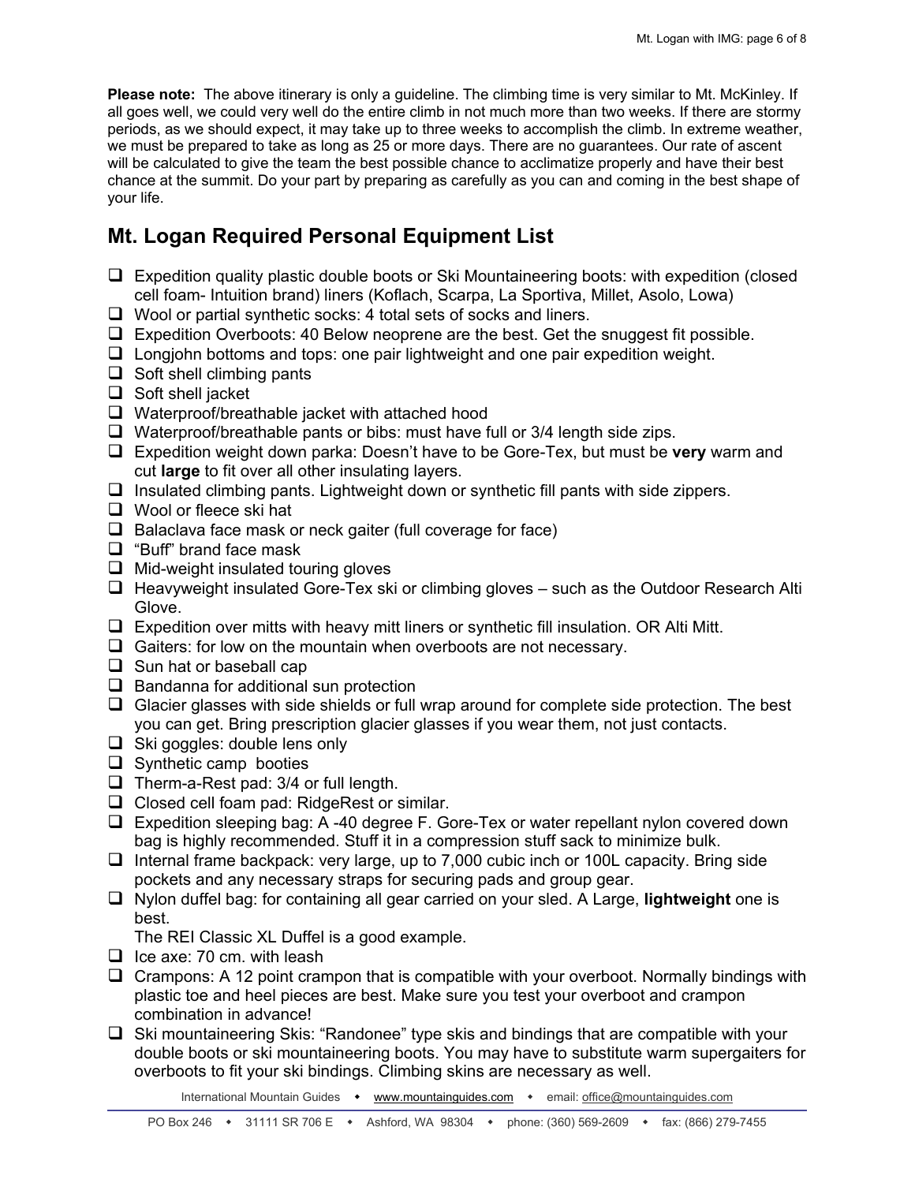**Please note:** The above itinerary is only a guideline. The climbing time is very similar to Mt. McKinley. If all goes well, we could very well do the entire climb in not much more than two weeks. If there are stormy periods, as we should expect, it may take up to three weeks to accomplish the climb. In extreme weather, we must be prepared to take as long as 25 or more days. There are no guarantees. Our rate of ascent will be calculated to give the team the best possible chance to acclimatize properly and have their best chance at the summit. Do your part by preparing as carefully as you can and coming in the best shape of your life.

## Mt. Logan Required Personal Equipment List

- ☐ Expedition quality plastic double boots or Ski Mountaineering boots: with expedition (closed cell foam- Intuition brand) liners (Koflach, Scarpa, La Sportiva, Millet, Asolo, Lowa)
- ☐ Wool or partial synthetic socks: 4 total sets of socks and liners.
- ☐ Expedition Overboots: 40 Below neoprene are the best. Get the snuggest fit possible.
- ☐ Longjohn bottoms and tops: one pair lightweight and one pair expedition weight.
- ☐ Soft shell climbing pants
- ☐ Soft shell jacket
- ☐ Waterproof/breathable jacket with attached hood
- ☐ Waterproof/breathable pants or bibs: must have full or 3/4 length side zips.
- ☐ Expedition weight down parka: Doesn't have to be Gore-Tex, but must be **very** warm and cut **large** to fit over all other insulating layers.
- ☐ Insulated climbing pants. Lightweight down or synthetic fill pants with side zippers.
- ☐ Wool or fleece ski hat
- ☐ Balaclava face mask or neck gaiter (full coverage for face)
- ☐ "Buff" brand face mask
- ☐ Mid-weight insulated touring gloves
- ☐ Heavyweight insulated Gore-Tex ski or climbing gloves – such as the Outdoor Research Alti Glove.
- ☐ Expedition over mitts with heavy mitt liners or synthetic fill insulation. OR Alti Mitt.
- ☐ Gaiters: for low on the mountain when overboots are not necessary.
- ☐ Sun hat or baseball cap
- ☐ Bandanna for additional sun protection
- ☐ Glacier glasses with side shields or full wrap around for complete side protection. The best you can get. Bring prescription glacier glasses if you wear them, not just contacts.
- ☐ Ski goggles: double lens only
- ☐ Synthetic camp booties
- ☐ Therm-a-Rest pad: 3/4 or full length.
- ☐ Closed cell foam pad: RidgeRest or similar.
- ☐ Expedition sleeping bag: A -40 degree F. Gore-Tex or water repellant nylon covered down bag is highly recommended. Stuff it in a compression stuff sack to minimize bulk.
- ☐ Internal frame backpack: very large, up to 7,000 cubic inch or 100L capacity. Bring side pockets and any necessary straps for securing pads and group gear.
- ☐ Nylon duffel bag: for containing all gear carried on your sled. A Large, **lightweight** one is best.
  The REI Classic XL Duffel is a good example.
- ☐ Ice axe: 70 cm. with leash
- ☐ Crampons: A 12 point crampon that is compatible with your overboot. Normally bindings with plastic toe and heel pieces are best. Make sure you test your overboot and crampon combination in advance!
- ☐ Ski mountaineering Skis: "Randonee" type skis and bindings that are compatible with your double boots or ski mountaineering boots. You may have to substitute warm supergaiters for overboots to fit your ski bindings. Climbing skins are necessary as well.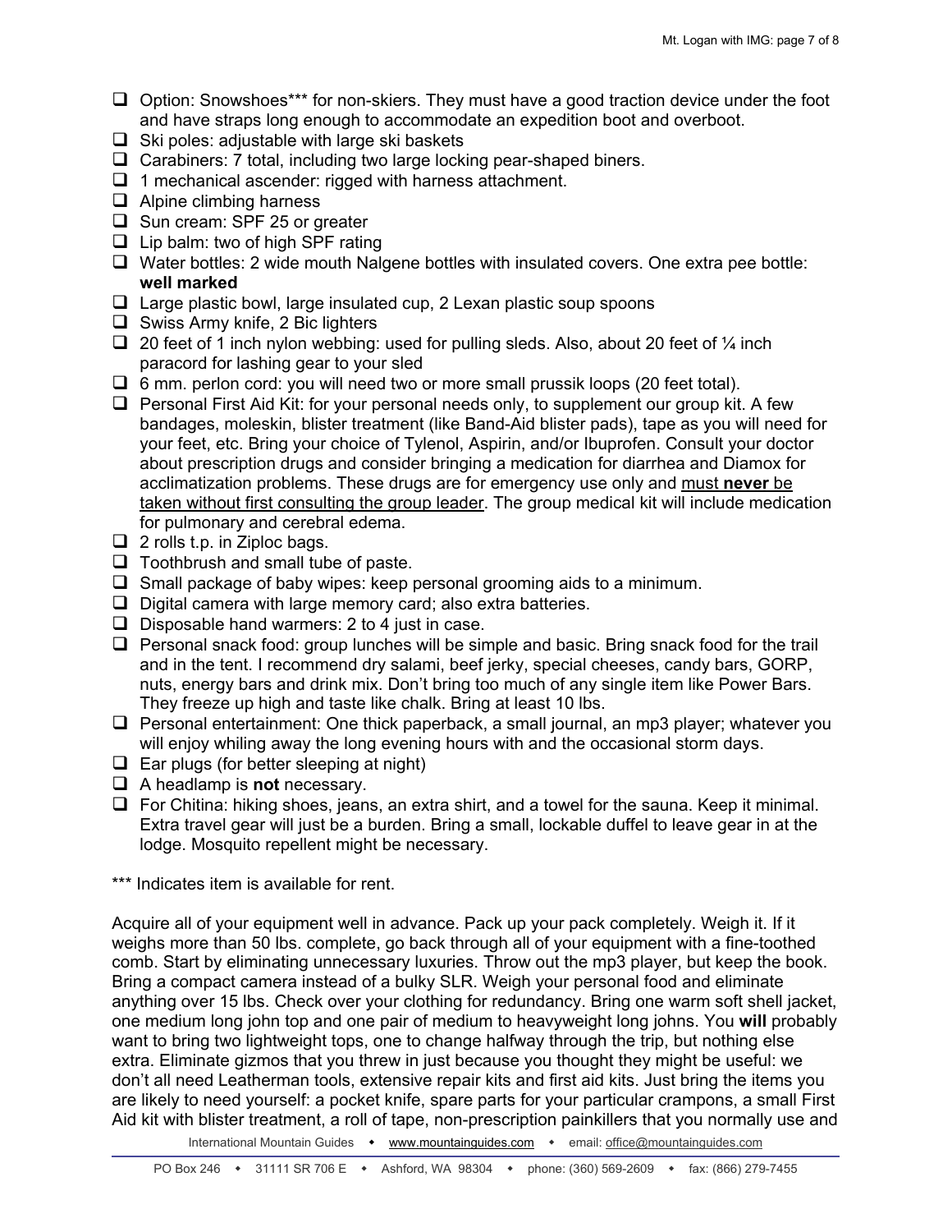- ☐ Option: Snowshoes*** for non-skiers. They must have a good traction device under the foot and have straps long enough to accommodate an expedition boot and overboot.
- ☐ Ski poles: adjustable with large ski baskets
- ☐ Carabiners: 7 total, including two large locking pear-shaped biners.
- ☐ 1 mechanical ascender: rigged with harness attachment.
- ☐ Alpine climbing harness
- ☐ Sun cream: SPF 25 or greater
- ☐ Lip balm: two of high SPF rating
- ☐ Water bottles: 2 wide mouth Nalgene bottles with insulated covers. One extra pee bottle: **well marked**
- ☐ Large plastic bowl, large insulated cup, 2 Lexan plastic soup spoons
- ☐ Swiss Army knife, 2 Bic lighters
- ☐ 20 feet of 1 inch nylon webbing: used for pulling sleds. Also, about 20 feet of ¼ inch paracord for lashing gear to your sled
- ☐ 6 mm. perlon cord: you will need two or more small prussik loops (20 feet total).
- ☐ Personal First Aid Kit: for your personal needs only, to supplement our group kit. A few bandages, moleskin, blister treatment (like Band-Aid blister pads), tape as you will need for your feet, etc. Bring your choice of Tylenol, Aspirin, and/or Ibuprofen. Consult your doctor about prescription drugs and consider bringing a medication for diarrhea and Diamox for acclimatization problems. These drugs are for emergency use only and must **never** be taken without first consulting the group leader. The group medical kit will include medication for pulmonary and cerebral edema.
- ☐ 2 rolls t.p. in Ziploc bags.
- ☐ Toothbrush and small tube of paste.
- ☐ Small package of baby wipes: keep personal grooming aids to a minimum.
- ☐ Digital camera with large memory card; also extra batteries.
- ☐ Disposable hand warmers: 2 to 4 just in case.
- ☐ Personal snack food: group lunches will be simple and basic. Bring snack food for the trail and in the tent. I recommend dry salami, beef jerky, special cheeses, candy bars, GORP, nuts, energy bars and drink mix. Don't bring too much of any single item like Power Bars. They freeze up high and taste like chalk. Bring at least 10 lbs.
- ☐ Personal entertainment: One thick paperback, a small journal, an mp3 player; whatever you will enjoy whiling away the long evening hours with and the occasional storm days.
- ☐ Ear plugs (for better sleeping at night)
- ☐ A headlamp is **not** necessary.
- ☐ For Chitina: hiking shoes, jeans, an extra shirt, and a towel for the sauna. Keep it minimal. Extra travel gear will just be a burden. Bring a small, lockable duffel to leave gear in at the lodge. Mosquito repellent might be necessary.

*** Indicates item is available for rent.

Acquire all of your equipment well in advance. Pack up your pack completely. Weigh it. If it weighs more than 50 lbs. complete, go back through all of your equipment with a fine-toothed comb. Start by eliminating unnecessary luxuries. Throw out the mp3 player, but keep the book. Bring a compact camera instead of a bulky SLR. Weigh your personal food and eliminate anything over 15 lbs. Check over your clothing for redundancy. Bring one warm soft shell jacket, one medium long john top and one pair of medium to heavyweight long johns. You **will** probably want to bring two lightweight tops, one to change halfway through the trip, but nothing else extra. Eliminate gizmos that you threw in just because you thought they might be useful: we don't all need Leatherman tools, extensive repair kits and first aid kits. Just bring the items you are likely to need yourself: a pocket knife, spare parts for your particular crampons, a small First Aid kit with blister treatment, a roll of tape, non-prescription painkillers that you normally use and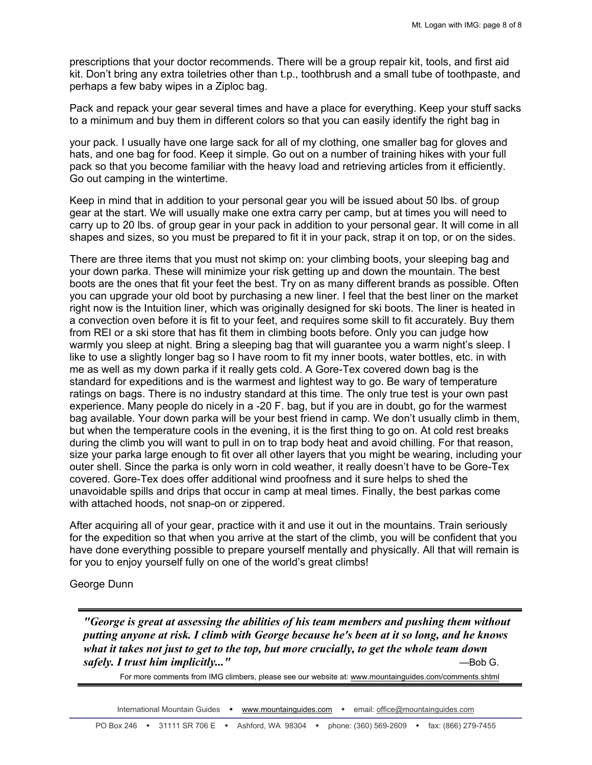prescriptions that your doctor recommends. There will be a group repair kit, tools, and first aid kit. Don't bring any extra toiletries other than t.p., toothbrush and a small tube of toothpaste, and perhaps a few baby wipes in a Ziploc bag.

Pack and repack your gear several times and have a place for everything. Keep your stuff sacks to a minimum and buy them in different colors so that you can easily identify the right bag in your pack. I usually have one large sack for all of my clothing, one smaller bag for gloves and hats, and one bag for food. Keep it simple. Go out on a number of training hikes with your full pack so that you become familiar with the heavy load and retrieving articles from it efficiently. Go out camping in the wintertime.

Keep in mind that in addition to your personal gear you will be issued about 50 lbs. of group gear at the start. We will usually make one extra carry per camp, but at times you will need to carry up to 20 lbs. of group gear in your pack in addition to your personal gear. It will come in all shapes and sizes, so you must be prepared to fit it in your pack, strap it on top, or on the sides.

There are three items that you must not skimp on: your climbing boots, your sleeping bag and your down parka. These will minimize your risk getting up and down the mountain. The best boots are the ones that fit your feet the best. Try on as many different brands as possible. Often you can upgrade your old boot by purchasing a new liner. I feel that the best liner on the market right now is the Intuition liner, which was originally designed for ski boots. The liner is heated in a convection oven before it is fit to your feet, and requires some skill to fit accurately. Buy them from REI or a ski store that has fit them in climbing boots before. Only you can judge how warmly you sleep at night. Bring a sleeping bag that will guarantee you a warm night's sleep. I like to use a slightly longer bag so I have room to fit my inner boots, water bottles, etc. in with me as well as my down parka if it really gets cold. A Gore-Tex covered down bag is the standard for expeditions and is the warmest and lightest way to go. Be wary of temperature ratings on bags. There is no industry standard at this time. The only true test is your own past experience. Many people do nicely in a -20 F. bag, but if you are in doubt, go for the warmest bag available. Your down parka will be your best friend in camp. We don't usually climb in them, but when the temperature cools in the evening, it is the first thing to go on. At cold rest breaks during the climb you will want to pull in on to trap body heat and avoid chilling. For that reason, size your parka large enough to fit over all other layers that you might be wearing, including your outer shell. Since the parka is only worn in cold weather, it really doesn't have to be Gore-Tex covered. Gore-Tex does offer additional wind proofness and it sure helps to shed the unavoidable spills and drips that occur in camp at meal times. Finally, the best parkas come with attached hoods, not snap-on or zippered.

After acquiring all of your gear, practice with it and use it out in the mountains. Train seriously for the expedition so that when you arrive at the start of the climb, you will be confident that you have done everything possible to prepare yourself mentally and physically. All that will remain is for you to enjoy yourself fully on one of the world's great climbs!

George Dunn

---

***"George is great at assessing the abilities of his team members and pushing them without putting anyone at risk. I climb with George because he's been at it so long, and he knows what it takes not just to get to the top, but more crucially, to get the whole team down safely. I trust him implicitly..."*** —Bob G.

For more comments from IMG climbers, please see our website at: www.mountainguides.com/comments.shtml

---

International Mountain Guides • www.mountainguides.com • email: office@mountainguides.com

PO Box 246 • 31111 SR 706 E • Ashford, WA 98304 • phone: (360) 569-2609 • fax: (866) 279-7455